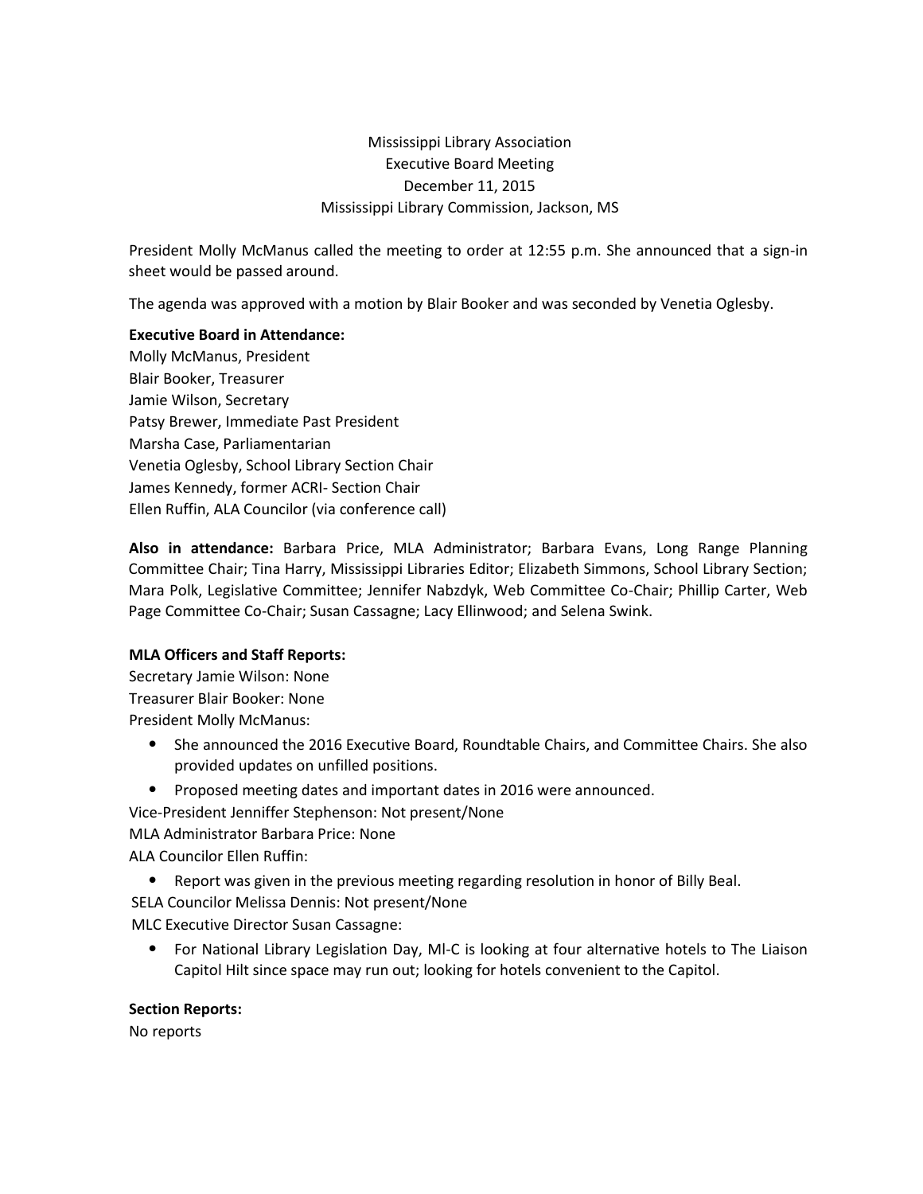Mississippi Library Association
Executive Board Meeting
December 11, 2015
Mississippi Library Commission, Jackson, MS

President Molly McManus called the meeting to order at 12:55 p.m. She announced that a sign-in sheet would be passed around.

The agenda was approved with a motion by Blair Booker and was seconded by Venetia Oglesby.

**Executive Board in Attendance:**
Molly McManus, President
Blair Booker, Treasurer
Jamie Wilson, Secretary
Patsy Brewer, Immediate Past President
Marsha Case, Parliamentarian
Venetia Oglesby, School Library Section Chair
James Kennedy, former ACRI- Section Chair
Ellen Ruffin, ALA Councilor (via conference call)

**Also in attendance:** Barbara Price, MLA Administrator; Barbara Evans, Long Range Planning Committee Chair; Tina Harry, Mississippi Libraries Editor; Elizabeth Simmons, School Library Section; Mara Polk, Legislative Committee; Jennifer Nabzdyk, Web Committee Co-Chair; Phillip Carter, Web Page Committee Co-Chair; Susan Cassagne; Lacy Ellinwood; and Selena Swink.

**MLA Officers and Staff Reports:**
Secretary Jamie Wilson: None
Treasurer Blair Booker: None
President Molly McManus:

- She announced the 2016 Executive Board, Roundtable Chairs, and Committee Chairs. She also provided updates on unfilled positions.
- Proposed meeting dates and important dates in 2016 were announced.

Vice-President Jenniffer Stephenson: Not present/None
MLA Administrator Barbara Price: None
ALA Councilor Ellen Ruffin:

- Report was given in the previous meeting regarding resolution in honor of Billy Beal.

SELA Councilor Melissa Dennis: Not present/None
MLC Executive Director Susan Cassagne:

- For National Library Legislation Day, Ml-C is looking at four alternative hotels to The Liaison Capitol Hilt since space may run out; looking for hotels convenient to the Capitol.

**Section Reports:**
No reports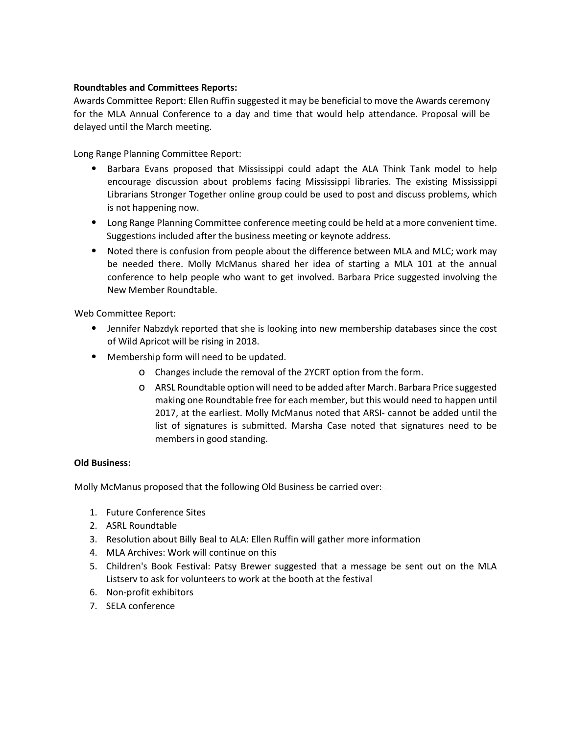**Roundtables and Committees Reports:**

Awards Committee Report: Ellen Ruffin suggested it may be beneficial to move the Awards ceremony for the MLA Annual Conference to a day and time that would help attendance. Proposal will be delayed until the March meeting.

Long Range Planning Committee Report:

- Barbara Evans proposed that Mississippi could adapt the ALA Think Tank model to help encourage discussion about problems facing Mississippi libraries. The existing Mississippi Librarians Stronger Together online group could be used to post and discuss problems, which is not happening now.
- Long Range Planning Committee conference meeting could be held at a more convenient time. Suggestions included after the business meeting or keynote address.
- Noted there is confusion from people about the difference between MLA and MLC; work may be needed there. Molly McManus shared her idea of starting a MLA 101 at the annual conference to help people who want to get involved. Barbara Price suggested involving the New Member Roundtable.

Web Committee Report:

- Jennifer Nabzdyk reported that she is looking into new membership databases since the cost of Wild Apricot will be rising in 2018.
- Membership form will need to be updated.
    - Changes include the removal of the 2YCRT option from the form.
    - ARSL Roundtable option will need to be added after March. Barbara Price suggested making one Roundtable free for each member, but this would need to happen until 2017, at the earliest. Molly McManus noted that ARSI- cannot be added until the list of signatures is submitted. Marsha Case noted that signatures need to be members in good standing.

**Old Business:**

Molly McManus proposed that the following Old Business be carried over:

1. Future Conference Sites
2. ASRL Roundtable
3. Resolution about Billy Beal to ALA: Ellen Ruffin will gather more information
4. MLA Archives: Work will continue on this
5. Children's Book Festival: Patsy Brewer suggested that a message be sent out on the MLA Listserv to ask for volunteers to work at the booth at the festival
6. Non-profit exhibitors
7. SELA conference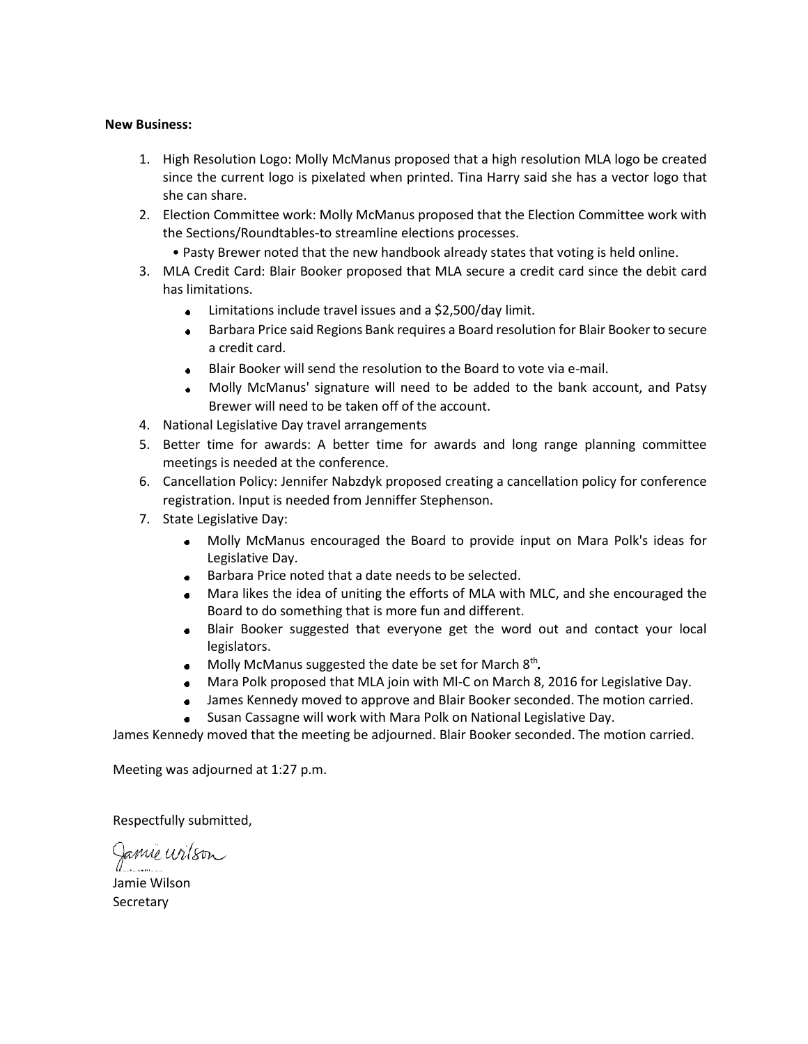**New Business:**

1. High Resolution Logo: Molly McManus proposed that a high resolution MLA logo be created since the current logo is pixelated when printed. Tina Harry said she has a vector logo that she can share.
2. Election Committee work: Molly McManus proposed that the Election Committee work with the Sections/Roundtables-to streamline elections processes.
   - Pasty Brewer noted that the new handbook already states that voting is held online.
3. MLA Credit Card: Blair Booker proposed that MLA secure a credit card since the debit card has limitations.
   - Limitations include travel issues and a $2,500/day limit.
   - Barbara Price said Regions Bank requires a Board resolution for Blair Booker to secure a credit card.
   - Blair Booker will send the resolution to the Board to vote via e-mail.
   - Molly McManus' signature will need to be added to the bank account, and Patsy Brewer will need to be taken off of the account.
4. National Legislative Day travel arrangements
5. Better time for awards: A better time for awards and long range planning committee meetings is needed at the conference.
6. Cancellation Policy: Jennifer Nabzdyk proposed creating a cancellation policy for conference registration. Input is needed from Jenniffer Stephenson.
7. State Legislative Day:
   - Molly McManus encouraged the Board to provide input on Mara Polk's ideas for Legislative Day.
   - Barbara Price noted that a date needs to be selected.
   - Mara likes the idea of uniting the efforts of MLA with MLC, and she encouraged the Board to do something that is more fun and different.
   - Blair Booker suggested that everyone get the word out and contact your local legislators.
   - Molly McManus suggested the date be set for March 8th.
   - Mara Polk proposed that MLA join with Ml-C on March 8, 2016 for Legislative Day.
   - James Kennedy moved to approve and Blair Booker seconded. The motion carried.
   - Susan Cassagne will work with Mara Polk on National Legislative Day.

James Kennedy moved that the meeting be adjourned. Blair Booker seconded. The motion carried.

Meeting was adjourned at 1:27 p.m.

Respectfully submitted,

Jamie Wilson

Jamie Wilson
Secretary